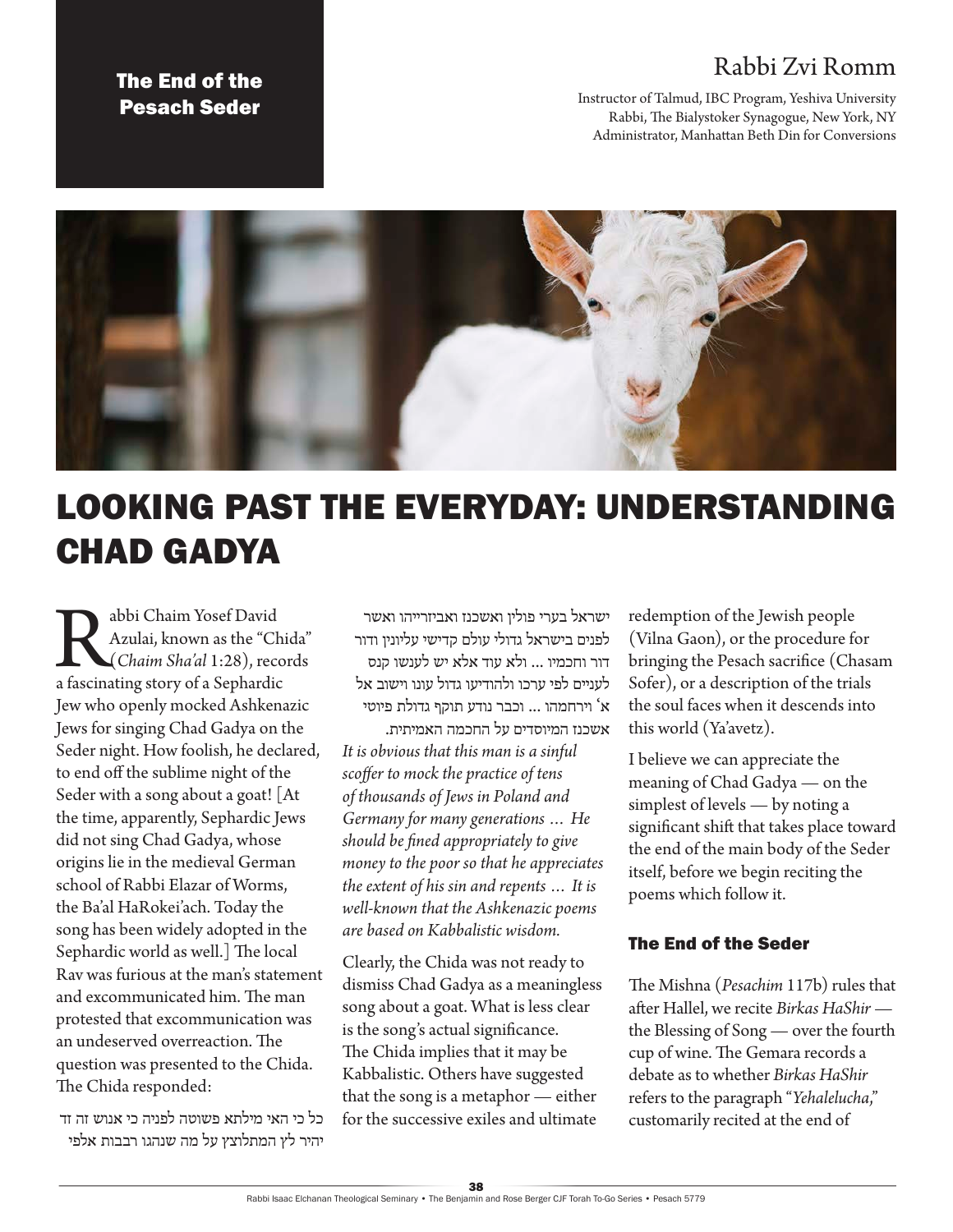The End of the Pesach Seder

Rabbi Zvi Romm

Instructor of Talmud, IBC Program, Yeshiva University
Rabbi, The Bialystoker Synagogue, New York, NY
Administrator, Manhattan Beth Din for Conversions

# LOOKING PAST THE EVERYDAY: UNDERSTANDING CHAD GADYA

Rabbi Chaim Yosef David Azulai, known as the "Chida" (*Chaim Sha'al* 1:28), records a fascinating story of a Sephardic Jew who openly mocked Ashkenazic Jews for singing Chad Gadya on the Seder night. How foolish, he declared, to end off the sublime night of the Seder with a song about a goat! [At the time, apparently, Sephardic Jews did not sing Chad Gadya, whose origins lie in the medieval German school of Rabbi Elazar of Worms, the Ba'al HaRokei'ach. Today the song has been widely adopted in the Sephardic world as well.] The local Rav was furious at the man's statement and excommunicated him. The man protested that excommunication was an undeserved overreaction. The question was presented to the Chida. The Chida responded:

כל כי האי מילתא פשוטה לפניה כי אנוש זה זד יהיר לץ המתלוצץ על מה שנהגו רבבות אלפי ישראל בערי פולין ואשכנז ואביזרייהו ואשר לפנים בישראל גדולי עולם קדישי עליונין ודור דור וחכמיו ... ולא עוד אלא יש לענשו קנס לעניים לפי ערכו ולהודיעו גדול עונו וישוב אל א' וירחמהו ... וכבר נודע תוקף גדולת פיוטי אשכנז המיוסדים על החכמה האמיתית.

*It is obvious that this man is a sinful scoffer to mock the practice of tens of thousands of Jews in Poland and Germany for many generations … He should be fined appropriately to give money to the poor so that he appreciates the extent of his sin and repents … It is well-known that the Ashkenazic poems are based on Kabbalistic wisdom.*

Clearly, the Chida was not ready to dismiss Chad Gadya as a meaningless song about a goat. What is less clear is the song's actual significance. The Chida implies that it may be Kabbalistic. Others have suggested that the song is a metaphor — either for the successive exiles and ultimate redemption of the Jewish people (Vilna Gaon), or the procedure for bringing the Pesach sacrifice (Chasam Sofer), or a description of the trials the soul faces when it descends into this world (Ya'avetz).

I believe we can appreciate the meaning of Chad Gadya — on the simplest of levels — by noting a significant shift that takes place toward the end of the main body of the Seder itself, before we begin reciting the poems which follow it.

## The End of the Seder

The Mishna (*Pesachim* 117b) rules that after Hallel, we recite *Birkas HaShir* — the Blessing of Song — over the fourth cup of wine. The Gemara records a debate as to whether *Birkas HaShir* refers to the paragraph "*Yehalelucha*," customarily recited at the end of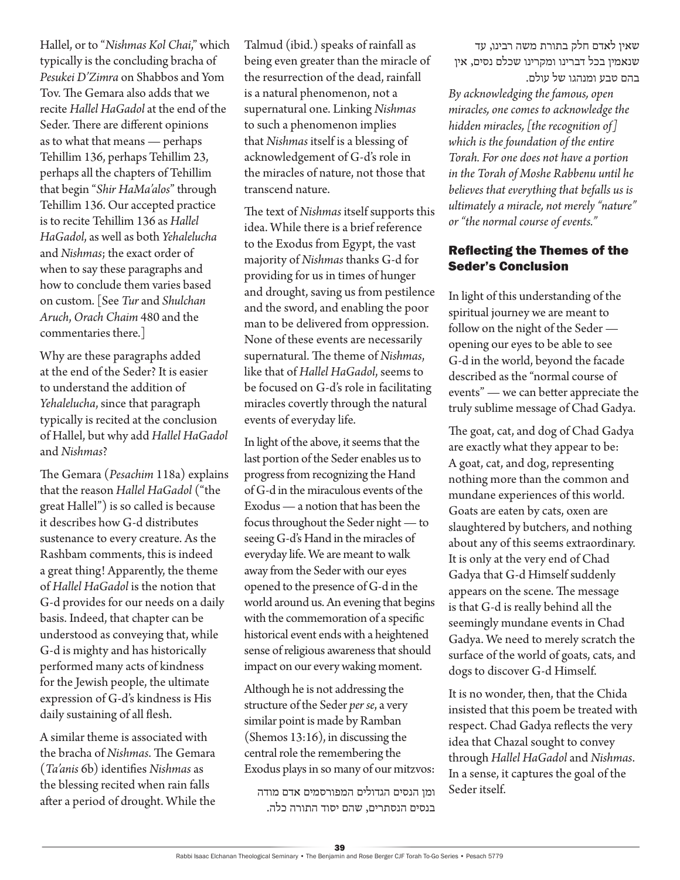Hallel, or to "*Nishmas Kol Chai*," which typically is the concluding bracha of *Pesukei D'Zimra* on Shabbos and Yom Tov. The Gemara also adds that we recite *Hallel HaGadol* at the end of the Seder. There are different opinions as to what that means — perhaps Tehillim 136, perhaps Tehillim 23, perhaps all the chapters of Tehillim that begin "*Shir HaMa'alos*" through Tehillim 136. Our accepted practice is to recite Tehillim 136 as *Hallel HaGadol*, as well as both *Yehalelucha* and *Nishmas*; the exact order of when to say these paragraphs and how to conclude them varies based on custom. [See *Tur* and *Shulchan Aruch*, *Orach Chaim* 480 and the commentaries there.]

Why are these paragraphs added at the end of the Seder? It is easier to understand the addition of *Yehalelucha*, since that paragraph typically is recited at the conclusion of Hallel, but why add *Hallel HaGadol* and *Nishmas*?

The Gemara (*Pesachim* 118a) explains that the reason *Hallel HaGadol* ("the great Hallel") is so called is because it describes how G-d distributes sustenance to every creature. As the Rashbam comments, this is indeed a great thing! Apparently, the theme of *Hallel HaGadol* is the notion that G-d provides for our needs on a daily basis. Indeed, that chapter can be understood as conveying that, while G-d is mighty and has historically performed many acts of kindness for the Jewish people, the ultimate expression of G-d's kindness is His daily sustaining of all flesh.

A similar theme is associated with the bracha of *Nishmas*. The Gemara (*Ta'anis* 6b) identifies *Nishmas* as the blessing recited when rain falls after a period of drought. While the Talmud (ibid.) speaks of rainfall as being even greater than the miracle of the resurrection of the dead, rainfall is a natural phenomenon, not a supernatural one. Linking *Nishmas* to such a phenomenon implies that *Nishmas* itself is a blessing of acknowledgement of G-d's role in the miracles of nature, not those that transcend nature.

The text of *Nishmas* itself supports this idea. While there is a brief reference to the Exodus from Egypt, the vast majority of *Nishmas* thanks G-d for providing for us in times of hunger and drought, saving us from pestilence and the sword, and enabling the poor man to be delivered from oppression. None of these events are necessarily supernatural. The theme of *Nishmas*, like that of *Hallel HaGadol*, seems to be focused on G-d's role in facilitating miracles covertly through the natural events of everyday life.

In light of the above, it seems that the last portion of the Seder enables us to progress from recognizing the Hand of G-d in the miraculous events of the Exodus — a notion that has been the focus throughout the Seder night — to seeing G-d's Hand in the miracles of everyday life. We are meant to walk away from the Seder with our eyes opened to the presence of G-d in the world around us. An evening that begins with the commemoration of a specific historical event ends with a heightened sense of religious awareness that should impact on our every waking moment.

Although he is not addressing the structure of the Seder *per se*, a very similar point is made by Ramban (Shemos 13:16), in discussing the central role the remembering the Exodus plays in so many of our mitzvos:

ומן הנסים הגדולים המפורסמים אדם מודה בנסים הנסתרים, שהם יסוד התורה כלה. שאין לאדם חלק בתורת משה רבינו, עד שנאמין בכל דברינו ומקרינו שכלם נסים, אין בהם טבע ומנהגו של עולם.

*By acknowledging the famous, open miracles, one comes to acknowledge the hidden miracles, [the recognition of] which is the foundation of the entire Torah. For one does not have a portion in the Torah of Moshe Rabbenu until he believes that everything that befalls us is ultimately a miracle, not merely "nature" or "the normal course of events."*

## Reflecting the Themes of the Seder's Conclusion

In light of this understanding of the spiritual journey we are meant to follow on the night of the Seder — opening our eyes to be able to see G-d in the world, beyond the facade described as the "normal course of events" — we can better appreciate the truly sublime message of Chad Gadya.

The goat, cat, and dog of Chad Gadya are exactly what they appear to be: A goat, cat, and dog, representing nothing more than the common and mundane experiences of this world. Goats are eaten by cats, oxen are slaughtered by butchers, and nothing about any of this seems extraordinary. It is only at the very end of Chad Gadya that G-d Himself suddenly appears on the scene. The message is that G-d is really behind all the seemingly mundane events in Chad Gadya. We need to merely scratch the surface of the world of goats, cats, and dogs to discover G-d Himself.

It is no wonder, then, that the Chida insisted that this poem be treated with respect. Chad Gadya reflects the very idea that Chazal sought to convey through *Hallel HaGadol* and *Nishmas*. In a sense, it captures the goal of the Seder itself.